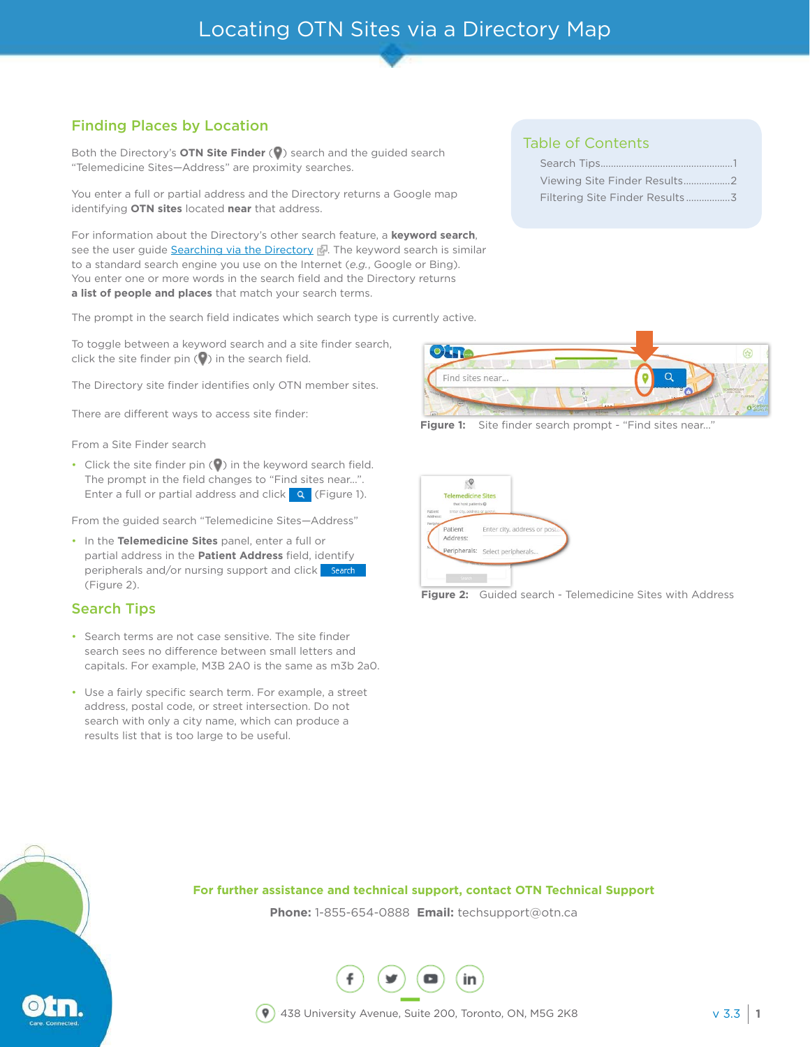# Locating OTN Sites via a Directory Map

## Table of Contents

- Search Tips....1
- Viewing Site Finder Results....2
- Filtering Site Finder Results....3

## Finding Places by Location

Both the Directory's **OTN Site Finder** ( ) search and the guided search "Telemedicine Sites—Address" are proximity searches.

You enter a full or partial address and the Directory returns a Google map identifying **OTN sites** located **near** that address.

For information about the Directory's other search feature, a **keyword search**, see the user guide Searching via the Directory. The keyword search is similar to a standard search engine you use on the Internet (*e.g.*, Google or Bing). You enter one or more words in the search field and the Directory returns **a list of people and places** that match your search terms.

The prompt in the search field indicates which search type is currently active.

To toggle between a keyword search and a site finder search, click the site finder pin ( ) in the search field.

The Directory site finder identifies only OTN member sites.

There are different ways to access site finder:

From a Site Finder search

- Click the site finder pin ( ) in the keyword search field. The prompt in the field changes to "Find sites near...". Enter a full or partial address and click (Figure 1).

From the guided search "Telemedicine Sites—Address"

- In the **Telemedicine Sites** panel, enter a full or partial address in the **Patient Address** field, identify peripherals and/or nursing support and click Search (Figure 2).

**Figure 1:** Site finder search prompt - "Find sites near..."

**Figure 2:** Guided search - Telemedicine Sites with Address

## Search Tips

- Search terms are not case sensitive. The site finder search sees no difference between small letters and capitals. For example, M3B 2A0 is the same as m3b 2a0.
- Use a fairly specific search term. For example, a street address, postal code, or street intersection. Do not search with only a city name, which can produce a results list that is too large to be useful.

**For further assistance and technical support, contact OTN Technical Support**

**Phone:** 1-855-654-0888 **Email:** techsupport@otn.ca

438 University Avenue, Suite 200, Toronto, ON, M5G 2K8

v 3.3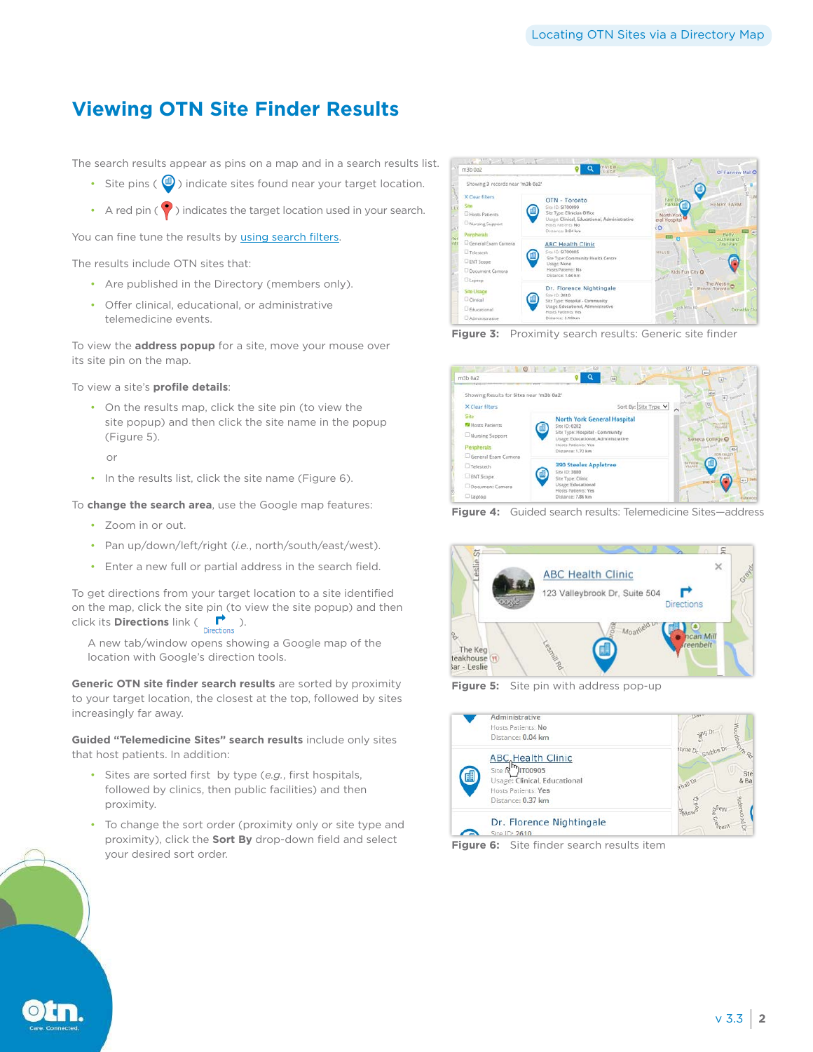# Viewing OTN Site Finder Results

The search results appear as pins on a map and in a search results list.

- Site pins ( ) indicate sites found near your target location.
- A red pin ( ) indicates the target location used in your search.

You can fine tune the results by using search filters.

The results include OTN sites that:

- Are published in the Directory (members only).
- Offer clinical, educational, or administrative telemedicine events.

To view the **address popup** for a site, move your mouse over its site pin on the map.

To view a site's **profile details**:

- On the results map, click the site pin (to view the site popup) and then click the site name in the popup (Figure 5).

  or

- In the results list, click the site name (Figure 6).

To **change the search area**, use the Google map features:

- Zoom in or out.
- Pan up/down/left/right (*i.e.*, north/south/east/west).
- Enter a new full or partial address in the search field.

To get directions from your target location to a site identified on the map, click the site pin (to view the site popup) and then click its **Directions** link ( Directions ).

A new tab/window opens showing a Google map of the location with Google's direction tools.

**Generic OTN site finder search results** are sorted by proximity to your target location, the closest at the top, followed by sites increasingly far away.

**Guided "Telemedicine Sites" search results** include only sites that host patients. In addition:

- Sites are sorted first by type (*e.g.*, first hospitals, followed by clinics, then public facilities) and then proximity.
- To change the sort order (proximity only or site type and proximity), click the **Sort By** drop-down field and select your desired sort order.

**Figure 3:** Proximity search results: Generic site finder

**Figure 4:** Guided search results: Telemedicine Sites—address

**Figure 5:** Site pin with address pop-up

**Figure 6:** Site finder search results item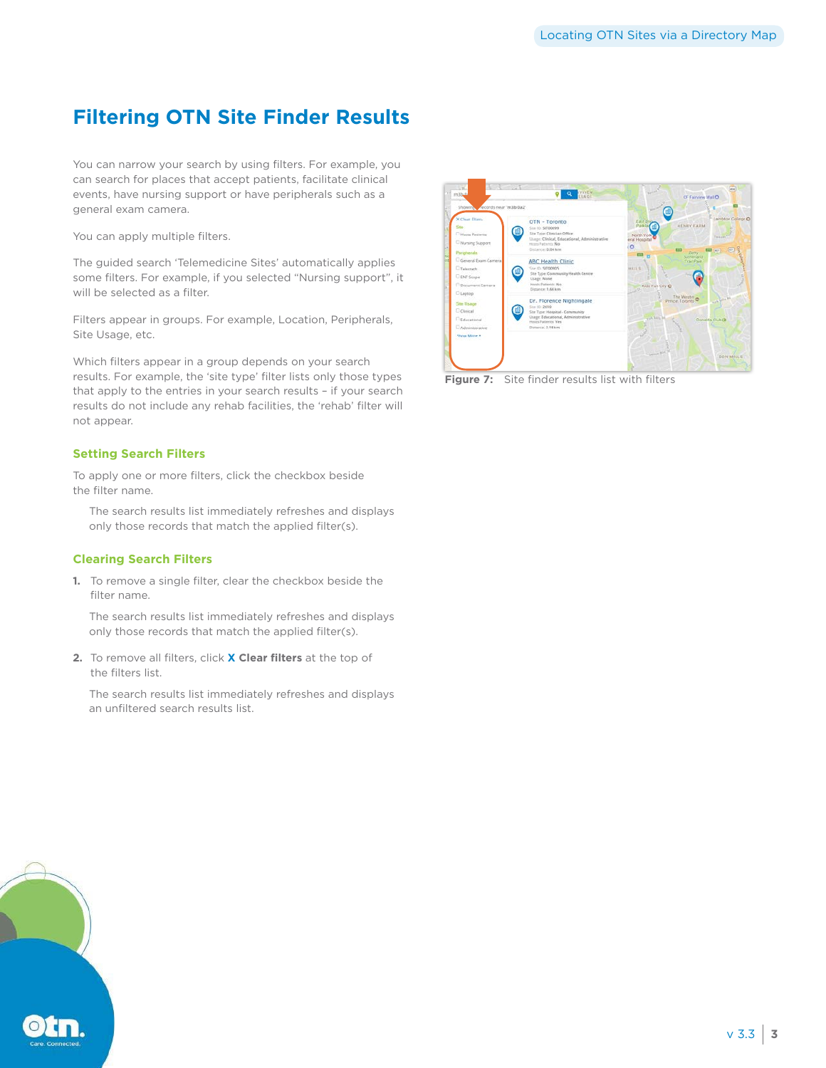# Filtering OTN Site Finder Results

You can narrow your search by using filters. For example, you can search for places that accept patients, facilitate clinical events, have nursing support or have peripherals such as a general exam camera.

You can apply multiple filters.

The guided search 'Telemedicine Sites' automatically applies some filters. For example, if you selected "Nursing support", it will be selected as a filter.

Filters appear in groups. For example, Location, Peripherals, Site Usage, etc.

Which filters appear in a group depends on your search results. For example, the 'site type' filter lists only those types that apply to the entries in your search results – if your search results do not include any rehab facilities, the 'rehab' filter will not appear.

### Setting Search Filters

To apply one or more filters, click the checkbox beside the filter name.

The search results list immediately refreshes and displays only those records that match the applied filter(s).

### Clearing Search Filters

1. To remove a single filter, clear the checkbox beside the filter name.

   The search results list immediately refreshes and displays only those records that match the applied filter(s).

2. To remove all filters, click **X Clear filters** at the top of the filters list.

   The search results list immediately refreshes and displays an unfiltered search results list.

**Figure 7:** Site finder results list with filters